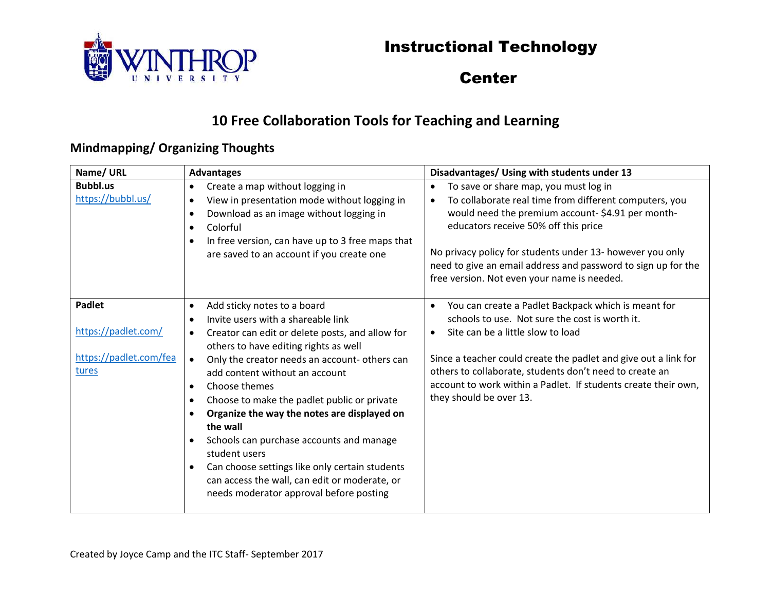# Instructional Technology Center

## 10 Free Collaboration Tools for Teaching and Learning

### Mindmapping/ Organizing Thoughts

| Name/ URL | Advantages | Disadvantages/ Using with students under 13 |
|---|---|---|
| **Bubbl.us** [https://bubbl.us/](https://bubbl.us/) | • Create a map without logging in<br>• View in presentation mode without logging in<br>• Download as an image without logging in<br>• Colorful<br>• In free version, can have up to 3 free maps that are saved to an account if you create one | • To save or share map, you must log in<br>• To collaborate real time from different computers, you would need the premium account- $4.91 per month- educators receive 50% off this price<br><br>No privacy policy for students under 13- however you only need to give an email address and password to sign up for the free version. Not even your name is needed. |
| **Padlet** [https://padlet.com/](https://padlet.com/) [https://padlet.com/features](https://padlet.com/features) | • Add sticky notes to a board<br>• Invite users with a shareable link<br>• Creator can edit or delete posts, and allow for others to have editing rights as well<br>• Only the creator needs an account- others can add content without an account<br>• Choose themes<br>• Choose to make the padlet public or private<br>• **Organize the way the notes are displayed on the wall**<br>• Schools can purchase accounts and manage student users<br>• Can choose settings like only certain students can access the wall, can edit or moderate, or needs moderator approval before posting | • You can create a Padlet Backpack which is meant for schools to use. Not sure the cost is worth it.<br>• Site can be a little slow to load<br><br>Since a teacher could create the padlet and give out a link for others to collaborate, students don't need to create an account to work within a Padlet. If students create their own, they should be over 13. |

Created by Joyce Camp and the ITC Staff- September 2017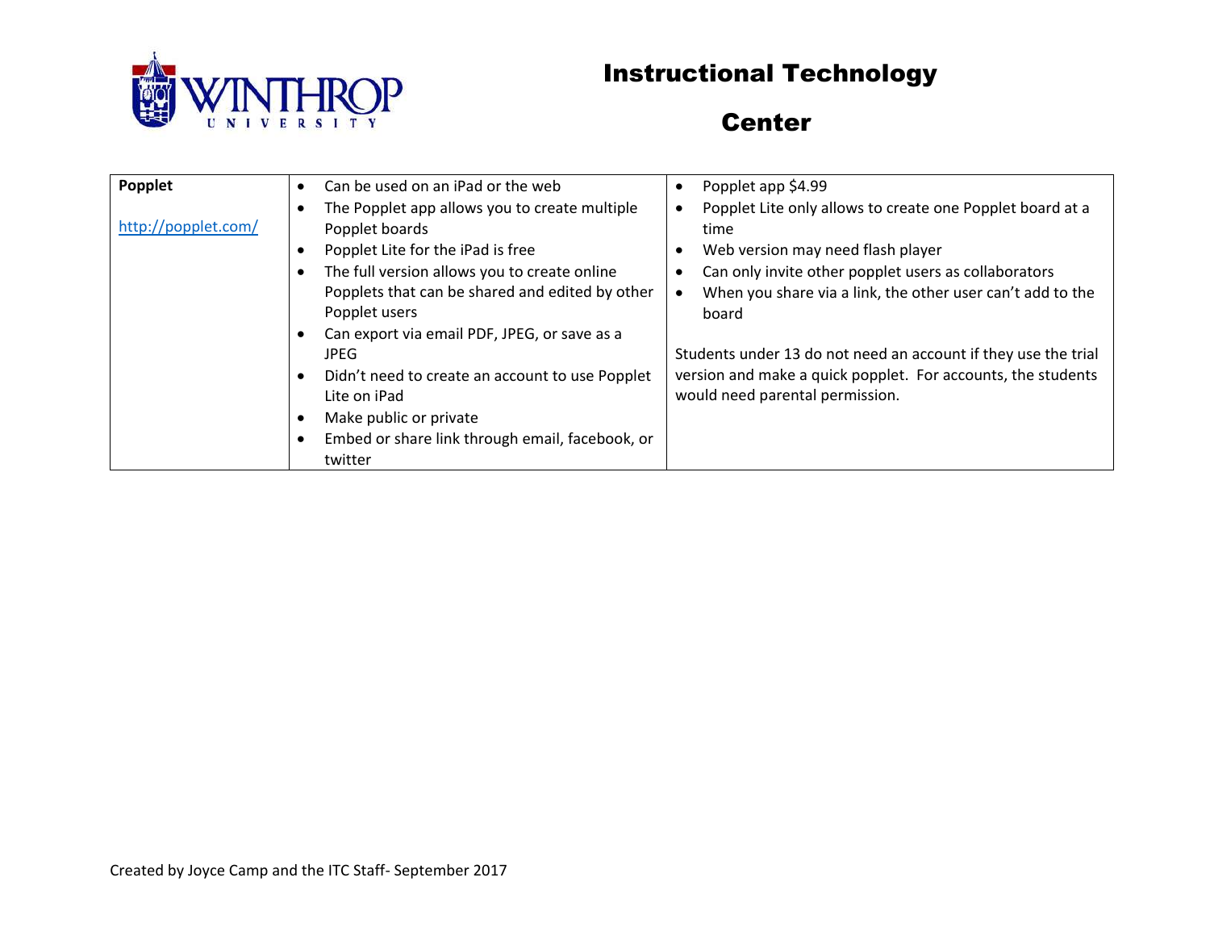| **Popplet**<br><br>http://popplet.com/ | • Can be used on an iPad or the web<br>• The Popplet app allows you to create multiple Popplet boards<br>• Popplet Lite for the iPad is free<br>• The full version allows you to create online Popplets that can be shared and edited by other Popplet users<br>• Can export via email PDF, JPEG, or save as a JPEG<br>• Didn't need to create an account to use Popplet Lite on iPad<br>• Make public or private<br>• Embed or share link through email, facebook, or twitter | • Popplet app $4.99<br>• Popplet Lite only allows to create one Popplet board at a time<br>• Web version may need flash player<br>• Can only invite other popplet users as collaborators<br>• When you share via a link, the other user can't add to the board<br><br>Students under 13 do not need an account if they use the trial version and make a quick popplet. For accounts, the students would need parental permission. |
|---|---|---|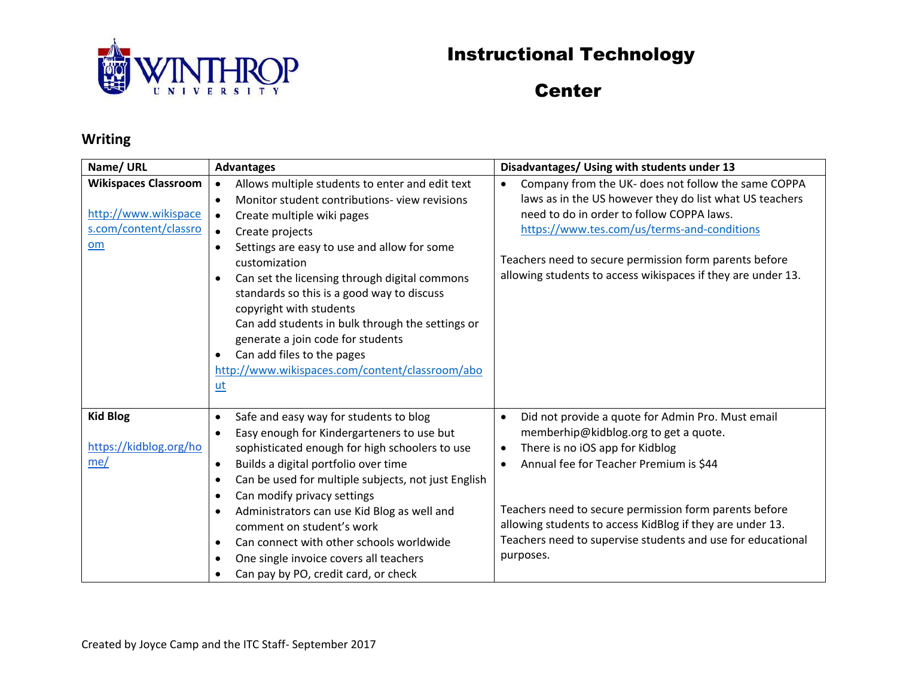# Instructional Technology Center

## Writing

| Name/ URL | Advantages | Disadvantages/ Using with students under 13 |
|---|---|---|
| **Wikispaces Classroom**<br><br>http://www.wikispaces.com/content/classroom | • Allows multiple students to enter and edit text<br>• Monitor student contributions- view revisions<br>• Create multiple wiki pages<br>• Create projects<br>• Settings are easy to use and allow for some customization<br>• Can set the licensing through digital commons standards so this is a good way to discuss copyright with students<br>Can add students in bulk through the settings or generate a join code for students<br>• Can add files to the pages<br>http://www.wikispaces.com/content/classroom/about | • Company from the UK- does not follow the same COPPA laws as in the US however they do list what US teachers need to do in order to follow COPPA laws. https://www.tes.com/us/terms-and-conditions<br><br>Teachers need to secure permission form parents before allowing students to access wikispaces if they are under 13. |
| **Kid Blog**<br><br>https://kidblog.org/home/ | • Safe and easy way for students to blog<br>• Easy enough for Kindergarteners to use but sophisticated enough for high schoolers to use<br>• Builds a digital portfolio over time<br>• Can be used for multiple subjects, not just English<br>• Can modify privacy settings<br>• Administrators can use Kid Blog as well and comment on student's work<br>• Can connect with other schools worldwide<br>• One single invoice covers all teachers<br>• Can pay by PO, credit card, or check | • Did not provide a quote for Admin Pro. Must email memberhip@kidblog.org to get a quote.<br>• There is no iOS app for Kidblog<br>• Annual fee for Teacher Premium is $44<br><br>Teachers need to secure permission form parents before allowing students to access KidBlog if they are under 13. Teachers need to supervise students and use for educational purposes. |

Created by Joyce Camp and the ITC Staff- September 2017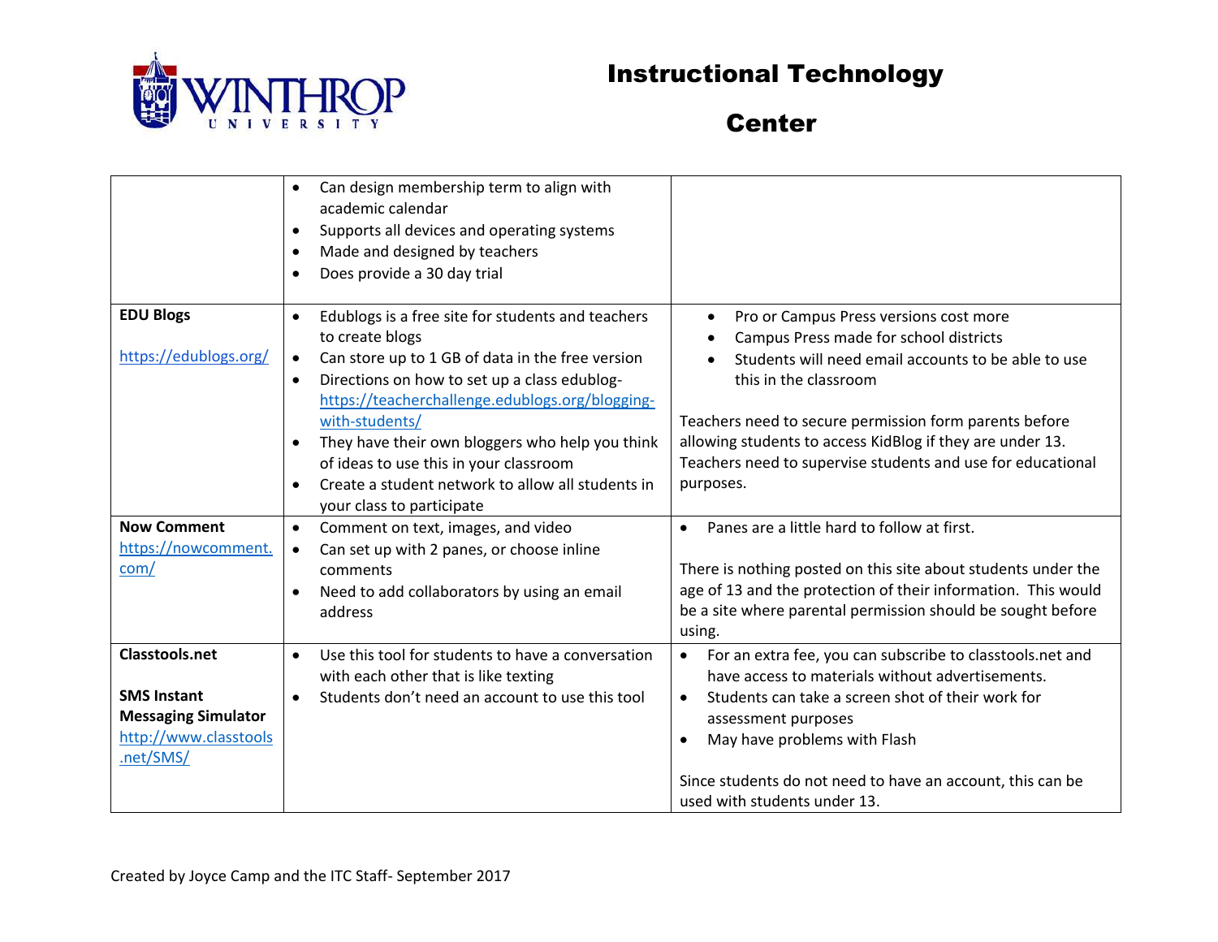| | | |
|---|---|---|
| | • Can design membership term to align with academic calendar<br>• Supports all devices and operating systems<br>• Made and designed by teachers<br>• Does provide a 30 day trial | |
| **EDU Blogs**<br><br>https://edublogs.org/ | • Edublogs is a free site for students and teachers to create blogs<br>• Can store up to 1 GB of data in the free version<br>• Directions on how to set up a class edublog- https://teacherchallenge.edublogs.org/blogging-with-students/<br>• They have their own bloggers who help you think of ideas to use this in your classroom<br>• Create a student network to allow all students in your class to participate | • Pro or Campus Press versions cost more<br>• Campus Press made for school districts<br>• Students will need email accounts to be able to use this in the classroom<br><br>Teachers need to secure permission form parents before allowing students to access KidBlog if they are under 13. Teachers need to supervise students and use for educational purposes. |
| **Now Comment**<br>https://nowcomment.com/ | • Comment on text, images, and video<br>• Can set up with 2 panes, or choose inline comments<br>• Need to add collaborators by using an email address | • Panes are a little hard to follow at first.<br><br>There is nothing posted on this site about students under the age of 13 and the protection of their information. This would be a site where parental permission should be sought before using. |
| **Classtools.net**<br><br>**SMS Instant Messaging Simulator**<br>http://www.classtools.net/SMS/ | • Use this tool for students to have a conversation with each other that is like texting<br>• Students don't need an account to use this tool | • For an extra fee, you can subscribe to classtools.net and have access to materials without advertisements.<br>• Students can take a screen shot of their work for assessment purposes<br>• May have problems with Flash<br><br>Since students do not need to have an account, this can be used with students under 13. |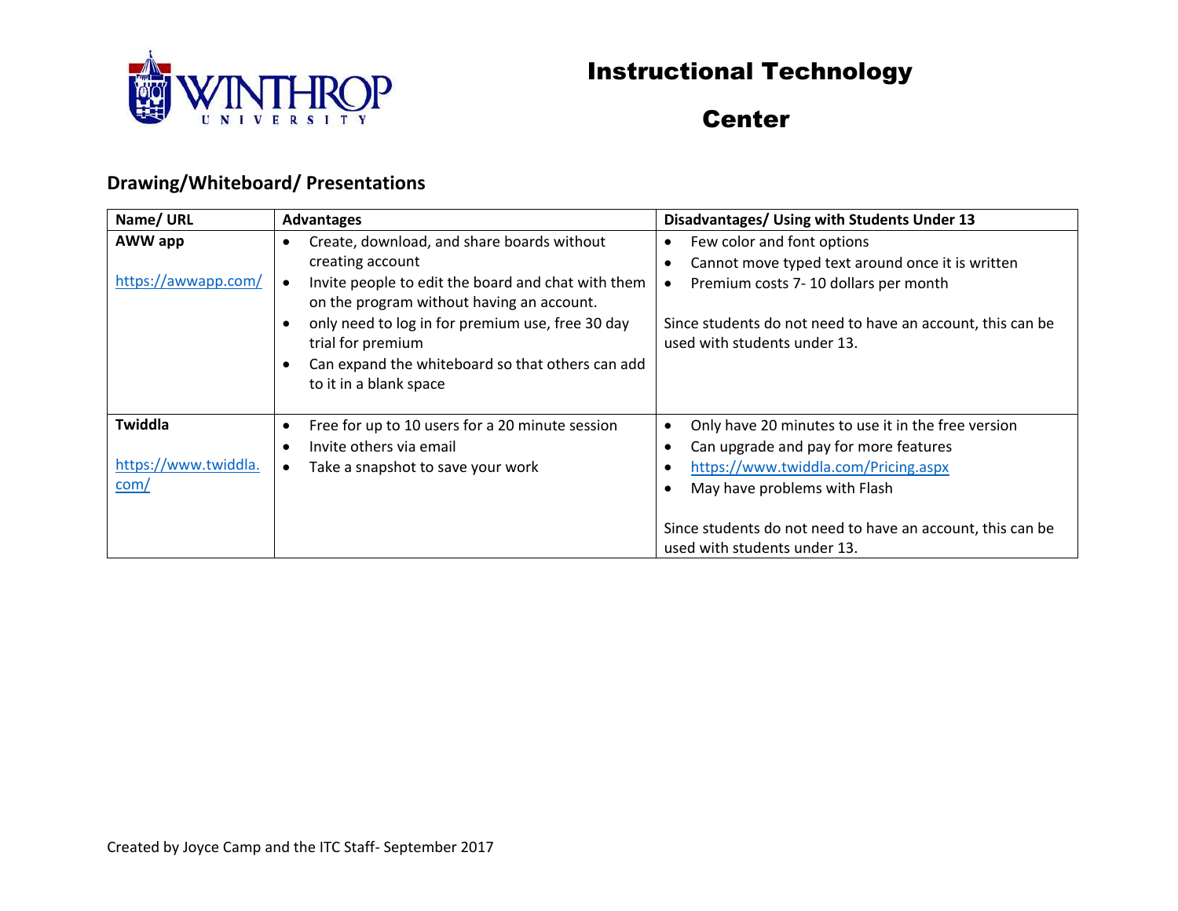# Instructional Technology Center

## Drawing/Whiteboard/ Presentations

| Name/ URL | Advantages | Disadvantages/ Using with Students Under 13 |
|---|---|---|
| **AWW app**<br><br>https://awwapp.com/ | • Create, download, and share boards without creating account<br>• Invite people to edit the board and chat with them on the program without having an account.<br>• only need to log in for premium use, free 30 day trial for premium<br>• Can expand the whiteboard so that others can add to it in a blank space | • Few color and font options<br>• Cannot move typed text around once it is written<br>• Premium costs 7- 10 dollars per month<br><br>Since students do not need to have an account, this can be used with students under 13. |
| **Twiddla**<br><br>https://www.twiddla.com/ | • Free for up to 10 users for a 20 minute session<br>• Invite others via email<br>• Take a snapshot to save your work | • Only have 20 minutes to use it in the free version<br>• Can upgrade and pay for more features<br>• https://www.twiddla.com/Pricing.aspx<br>• May have problems with Flash<br><br>Since students do not need to have an account, this can be used with students under 13. |

Created by Joyce Camp and the ITC Staff- September 2017